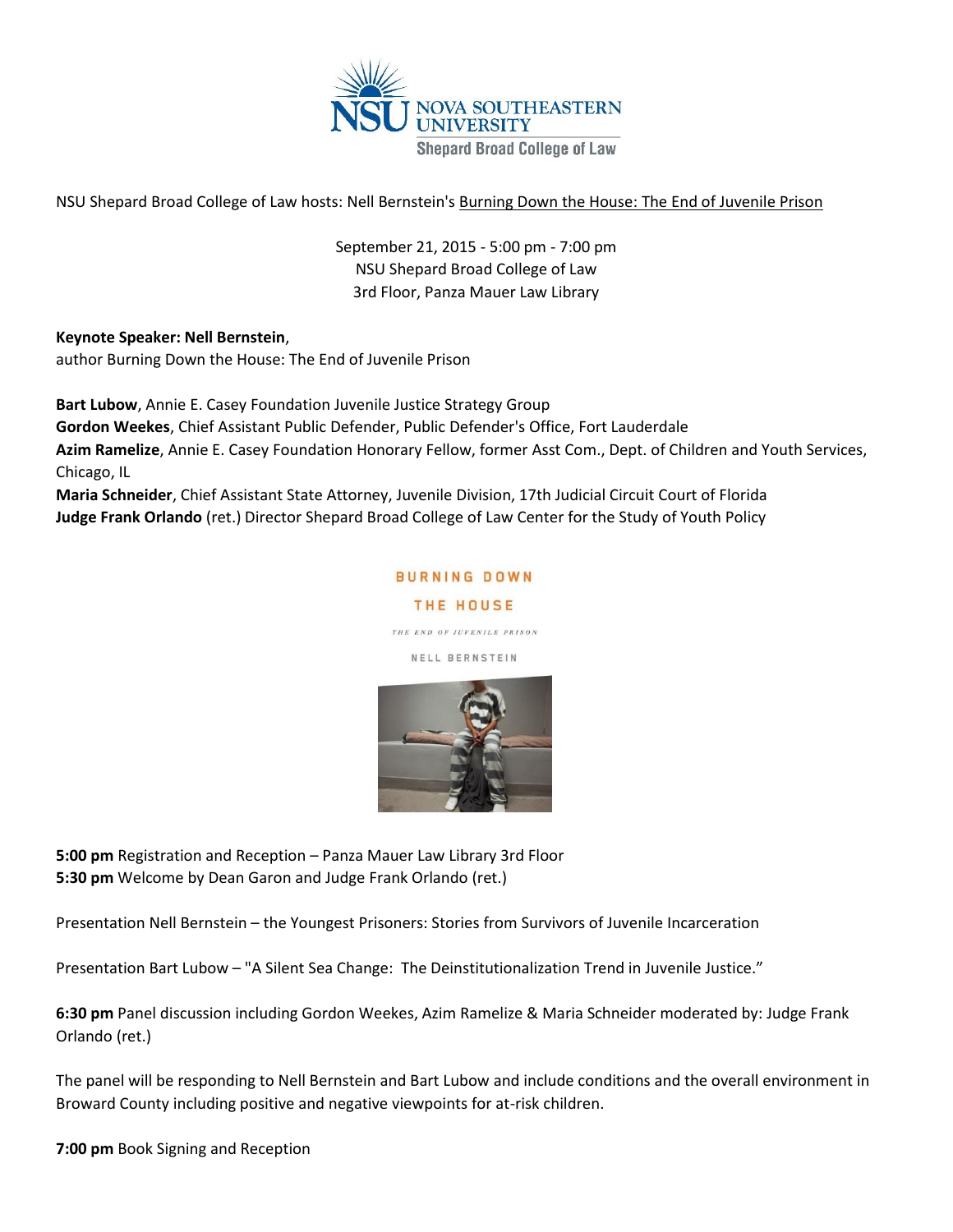NOVA SOUTHEASTERN UNIVERSITY
Shepard Broad College of Law

NSU Shepard Broad College of Law hosts: Nell Bernstein's Burning Down the House: The End of Juvenile Prison

September 21, 2015 - 5:00 pm - 7:00 pm
NSU Shepard Broad College of Law
3rd Floor, Panza Mauer Law Library

**Keynote Speaker: Nell Bernstein**,
author Burning Down the House: The End of Juvenile Prison

**Bart Lubow**, Annie E. Casey Foundation Juvenile Justice Strategy Group
**Gordon Weekes**, Chief Assistant Public Defender, Public Defender's Office, Fort Lauderdale
**Azim Ramelize**, Annie E. Casey Foundation Honorary Fellow, former Asst Com., Dept. of Children and Youth Services, Chicago, IL
**Maria Schneider**, Chief Assistant State Attorney, Juvenile Division, 17th Judicial Circuit Court of Florida
**Judge Frank Orlando** (ret.) Director Shepard Broad College of Law Center for the Study of Youth Policy

BURNING DOWN THE HOUSE
THE END OF JUVENILE PRISON
NELL BERNSTEIN

**5:00 pm** Registration and Reception – Panza Mauer Law Library 3rd Floor
**5:30 pm** Welcome by Dean Garon and Judge Frank Orlando (ret.)

Presentation Nell Bernstein – the Youngest Prisoners: Stories from Survivors of Juvenile Incarceration

Presentation Bart Lubow – "A Silent Sea Change: The Deinstitutionalization Trend in Juvenile Justice."

**6:30 pm** Panel discussion including Gordon Weekes, Azim Ramelize & Maria Schneider moderated by: Judge Frank Orlando (ret.)

The panel will be responding to Nell Bernstein and Bart Lubow and include conditions and the overall environment in Broward County including positive and negative viewpoints for at-risk children.

**7:00 pm** Book Signing and Reception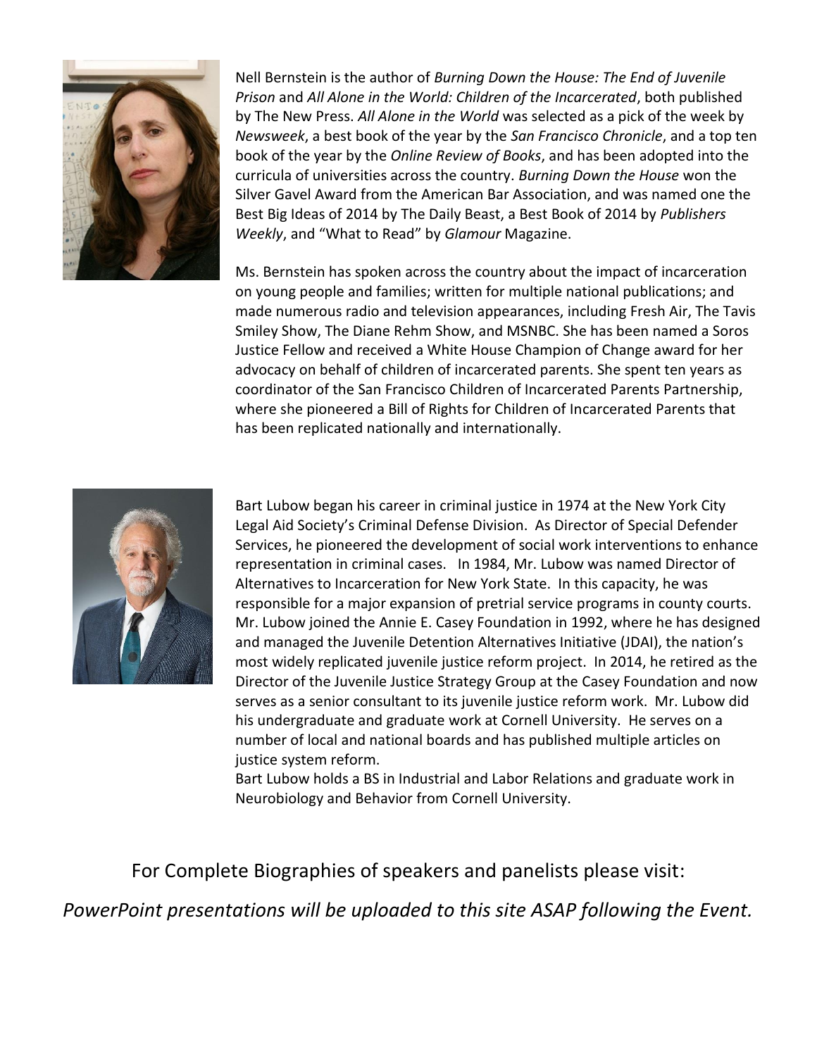Nell Bernstein is the author of *Burning Down the House: The End of Juvenile Prison* and *All Alone in the World: Children of the Incarcerated*, both published by The New Press. *All Alone in the World* was selected as a pick of the week by *Newsweek*, a best book of the year by the *San Francisco Chronicle*, and a top ten book of the year by the *Online Review of Books*, and has been adopted into the curricula of universities across the country. *Burning Down the House* won the Silver Gavel Award from the American Bar Association, and was named one the Best Big Ideas of 2014 by The Daily Beast, a Best Book of 2014 by *Publishers Weekly*, and "What to Read" by *Glamour* Magazine.

Ms. Bernstein has spoken across the country about the impact of incarceration on young people and families; written for multiple national publications; and made numerous radio and television appearances, including Fresh Air, The Tavis Smiley Show, The Diane Rehm Show, and MSNBC. She has been named a Soros Justice Fellow and received a White House Champion of Change award for her advocacy on behalf of children of incarcerated parents. She spent ten years as coordinator of the San Francisco Children of Incarcerated Parents Partnership, where she pioneered a Bill of Rights for Children of Incarcerated Parents that has been replicated nationally and internationally.

Bart Lubow began his career in criminal justice in 1974 at the New York City Legal Aid Society's Criminal Defense Division. As Director of Special Defender Services, he pioneered the development of social work interventions to enhance representation in criminal cases. In 1984, Mr. Lubow was named Director of Alternatives to Incarceration for New York State. In this capacity, he was responsible for a major expansion of pretrial service programs in county courts. Mr. Lubow joined the Annie E. Casey Foundation in 1992, where he has designed and managed the Juvenile Detention Alternatives Initiative (JDAI), the nation's most widely replicated juvenile justice reform project. In 2014, he retired as the Director of the Juvenile Justice Strategy Group at the Casey Foundation and now serves as a senior consultant to its juvenile justice reform work. Mr. Lubow did his undergraduate and graduate work at Cornell University. He serves on a number of local and national boards and has published multiple articles on justice system reform.

Bart Lubow holds a BS in Industrial and Labor Relations and graduate work in Neurobiology and Behavior from Cornell University.

For Complete Biographies of speakers and panelists please visit:

*PowerPoint presentations will be uploaded to this site ASAP following the Event.*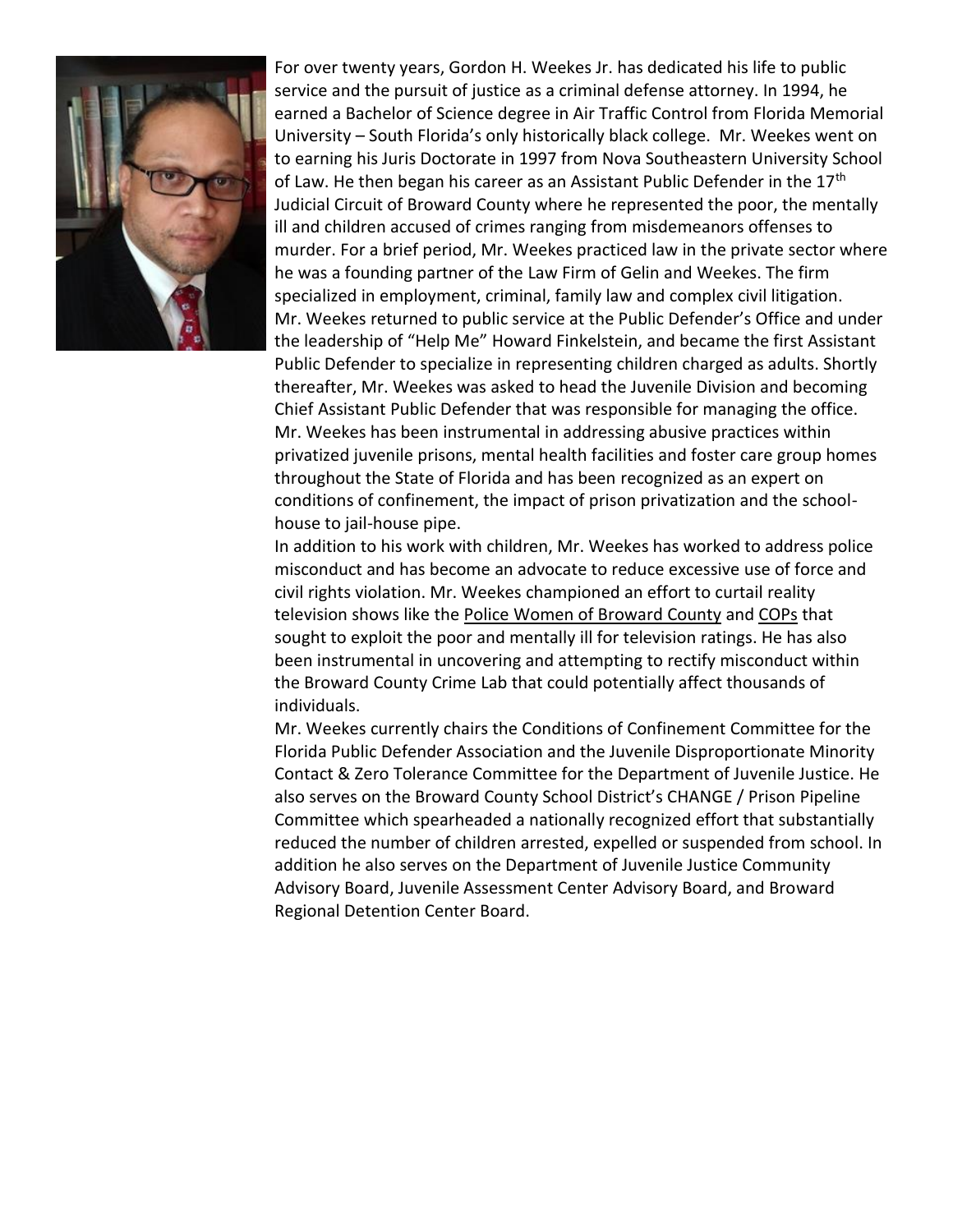For over twenty years, Gordon H. Weekes Jr. has dedicated his life to public service and the pursuit of justice as a criminal defense attorney. In 1994, he earned a Bachelor of Science degree in Air Traffic Control from Florida Memorial University – South Florida's only historically black college. Mr. Weekes went on to earning his Juris Doctorate in 1997 from Nova Southeastern University School of Law. He then began his career as an Assistant Public Defender in the 17th Judicial Circuit of Broward County where he represented the poor, the mentally ill and children accused of crimes ranging from misdemeanors offenses to murder. For a brief period, Mr. Weekes practiced law in the private sector where he was a founding partner of the Law Firm of Gelin and Weekes. The firm specialized in employment, criminal, family law and complex civil litigation.
Mr. Weekes returned to public service at the Public Defender's Office and under the leadership of "Help Me" Howard Finkelstein, and became the first Assistant Public Defender to specialize in representing children charged as adults. Shortly thereafter, Mr. Weekes was asked to head the Juvenile Division and becoming Chief Assistant Public Defender that was responsible for managing the office. Mr. Weekes has been instrumental in addressing abusive practices within privatized juvenile prisons, mental health facilities and foster care group homes throughout the State of Florida and has been recognized as an expert on conditions of confinement, the impact of prison privatization and the school-house to jail-house pipe.

In addition to his work with children, Mr. Weekes has worked to address police misconduct and has become an advocate to reduce excessive use of force and civil rights violation. Mr. Weekes championed an effort to curtail reality television shows like the Police Women of Broward County and COPs that sought to exploit the poor and mentally ill for television ratings. He has also been instrumental in uncovering and attempting to rectify misconduct within the Broward County Crime Lab that could potentially affect thousands of individuals.

Mr. Weekes currently chairs the Conditions of Confinement Committee for the Florida Public Defender Association and the Juvenile Disproportionate Minority Contact & Zero Tolerance Committee for the Department of Juvenile Justice. He also serves on the Broward County School District's CHANGE / Prison Pipeline Committee which spearheaded a nationally recognized effort that substantially reduced the number of children arrested, expelled or suspended from school. In addition he also serves on the Department of Juvenile Justice Community Advisory Board, Juvenile Assessment Center Advisory Board, and Broward Regional Detention Center Board.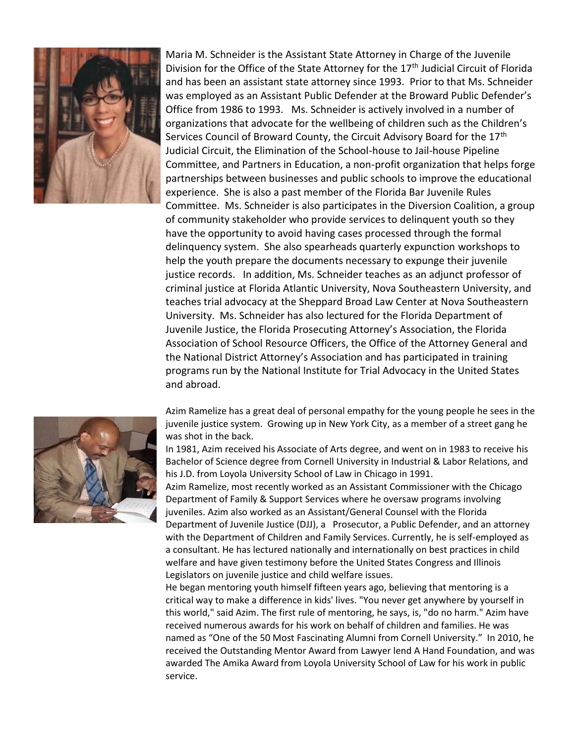Maria M. Schneider is the Assistant State Attorney in Charge of the Juvenile Division for the Office of the State Attorney for the 17th Judicial Circuit of Florida and has been an assistant state attorney since 1993. Prior to that Ms. Schneider was employed as an Assistant Public Defender at the Broward Public Defender's Office from 1986 to 1993. Ms. Schneider is actively involved in a number of organizations that advocate for the wellbeing of children such as the Children's Services Council of Broward County, the Circuit Advisory Board for the 17th Judicial Circuit, the Elimination of the School-house to Jail-house Pipeline Committee, and Partners in Education, a non-profit organization that helps forge partnerships between businesses and public schools to improve the educational experience. She is also a past member of the Florida Bar Juvenile Rules Committee. Ms. Schneider is also participates in the Diversion Coalition, a group of community stakeholder who provide services to delinquent youth so they have the opportunity to avoid having cases processed through the formal delinquency system. She also spearheads quarterly expunction workshops to help the youth prepare the documents necessary to expunge their juvenile justice records. In addition, Ms. Schneider teaches as an adjunct professor of criminal justice at Florida Atlantic University, Nova Southeastern University, and teaches trial advocacy at the Sheppard Broad Law Center at Nova Southeastern University. Ms. Schneider has also lectured for the Florida Department of Juvenile Justice, the Florida Prosecuting Attorney's Association, the Florida Association of School Resource Officers, the Office of the Attorney General and the National District Attorney's Association and has participated in training programs run by the National Institute for Trial Advocacy in the United States and abroad.

Azim Ramelize has a great deal of personal empathy for the young people he sees in the juvenile justice system. Growing up in New York City, as a member of a street gang he was shot in the back.

In 1981, Azim received his Associate of Arts degree, and went on in 1983 to receive his Bachelor of Science degree from Cornell University in Industrial & Labor Relations, and his J.D. from Loyola University School of Law in Chicago in 1991.

Azim Ramelize, most recently worked as an Assistant Commissioner with the Chicago Department of Family & Support Services where he oversaw programs involving juveniles. Azim also worked as an Assistant/General Counsel with the Florida Department of Juvenile Justice (DJJ), a Prosecutor, a Public Defender, and an attorney with the Department of Children and Family Services. Currently, he is self-employed as a consultant. He has lectured nationally and internationally on best practices in child welfare and have given testimony before the United States Congress and Illinois Legislators on juvenile justice and child welfare issues.

He began mentoring youth himself fifteen years ago, believing that mentoring is a critical way to make a difference in kids' lives. "You never get anywhere by yourself in this world," said Azim. The first rule of mentoring, he says, is, "do no harm." Azim have received numerous awards for his work on behalf of children and families. He was named as "One of the 50 Most Fascinating Alumni from Cornell University." In 2010, he received the Outstanding Mentor Award from Lawyer lend A Hand Foundation, and was awarded The Amika Award from Loyola University School of Law for his work in public service.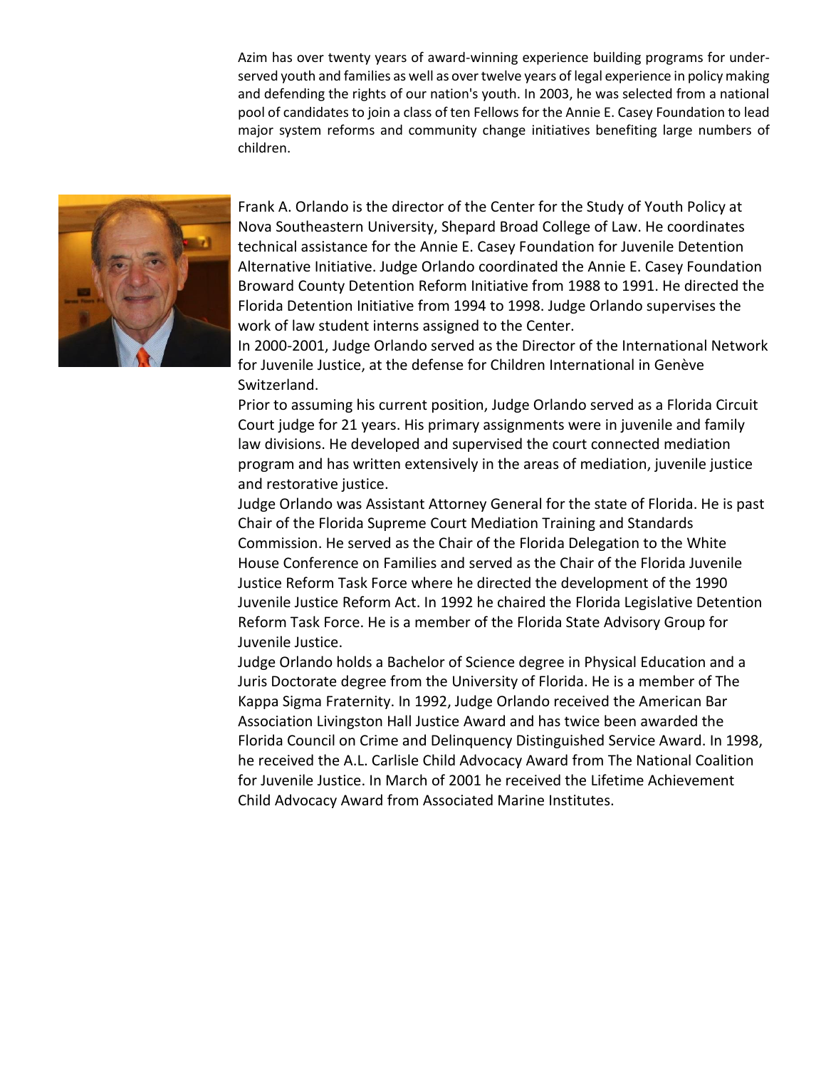Azim has over twenty years of award-winning experience building programs for under-served youth and families as well as over twelve years of legal experience in policy making and defending the rights of our nation's youth. In 2003, he was selected from a national pool of candidates to join a class of ten Fellows for the Annie E. Casey Foundation to lead major system reforms and community change initiatives benefiting large numbers of children.

Frank A. Orlando is the director of the Center for the Study of Youth Policy at Nova Southeastern University, Shepard Broad College of Law. He coordinates technical assistance for the Annie E. Casey Foundation for Juvenile Detention Alternative Initiative. Judge Orlando coordinated the Annie E. Casey Foundation Broward County Detention Reform Initiative from 1988 to 1991. He directed the Florida Detention Initiative from 1994 to 1998. Judge Orlando supervises the work of law student interns assigned to the Center.

In 2000-2001, Judge Orlando served as the Director of the International Network for Juvenile Justice, at the defense for Children International in Genève Switzerland.

Prior to assuming his current position, Judge Orlando served as a Florida Circuit Court judge for 21 years. His primary assignments were in juvenile and family law divisions. He developed and supervised the court connected mediation program and has written extensively in the areas of mediation, juvenile justice and restorative justice.

Judge Orlando was Assistant Attorney General for the state of Florida. He is past Chair of the Florida Supreme Court Mediation Training and Standards Commission. He served as the Chair of the Florida Delegation to the White House Conference on Families and served as the Chair of the Florida Juvenile Justice Reform Task Force where he directed the development of the 1990 Juvenile Justice Reform Act. In 1992 he chaired the Florida Legislative Detention Reform Task Force. He is a member of the Florida State Advisory Group for Juvenile Justice.

Judge Orlando holds a Bachelor of Science degree in Physical Education and a Juris Doctorate degree from the University of Florida. He is a member of The Kappa Sigma Fraternity. In 1992, Judge Orlando received the American Bar Association Livingston Hall Justice Award and has twice been awarded the Florida Council on Crime and Delinquency Distinguished Service Award. In 1998, he received the A.L. Carlisle Child Advocacy Award from The National Coalition for Juvenile Justice. In March of 2001 he received the Lifetime Achievement Child Advocacy Award from Associated Marine Institutes.